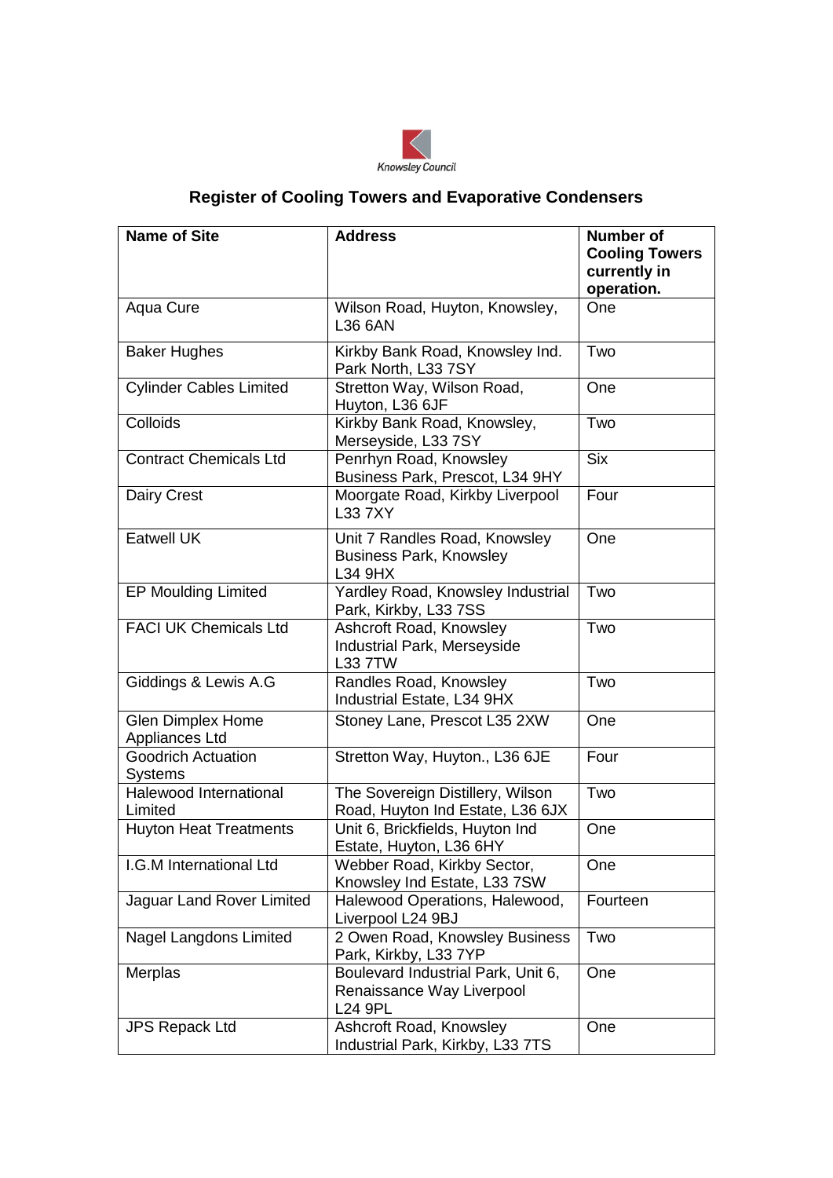Knowsley Council

# Register of Cooling Towers and Evaporative Condensers

| Name of Site | Address | Number of Cooling Towers currently in operation. |
| --- | --- | --- |
| Aqua Cure | Wilson Road, Huyton, Knowsley, L36 6AN | One |
| Baker Hughes | Kirkby Bank Road, Knowsley Ind. Park North, L33 7SY | Two |
| Cylinder Cables Limited | Stretton Way, Wilson Road, Huyton, L36 6JF | One |
| Colloids | Kirkby Bank Road, Knowsley, Merseyside, L33 7SY | Two |
| Contract Chemicals Ltd | Penrhyn Road, Knowsley Business Park, Prescot, L34 9HY | Six |
| Dairy Crest | Moorgate Road, Kirkby Liverpool L33 7XY | Four |
| Eatwell UK | Unit 7 Randles Road, Knowsley Business Park, Knowsley L34 9HX | One |
| EP Moulding Limited | Yardley Road, Knowsley Industrial Park, Kirkby, L33 7SS | Two |
| FACI UK Chemicals Ltd | Ashcroft Road, Knowsley Industrial Park, Merseyside L33 7TW | Two |
| Giddings & Lewis A.G | Randles Road, Knowsley Industrial Estate, L34 9HX | Two |
| Glen Dimplex Home Appliances Ltd | Stoney Lane, Prescot L35 2XW | One |
| Goodrich Actuation Systems | Stretton Way, Huyton., L36 6JE | Four |
| Halewood International Limited | The Sovereign Distillery, Wilson Road, Huyton Ind Estate, L36 6JX | Two |
| Huyton Heat Treatments | Unit 6, Brickfields, Huyton Ind Estate, Huyton, L36 6HY | One |
| I.G.M International Ltd | Webber Road, Kirkby Sector, Knowsley Ind Estate, L33 7SW | One |
| Jaguar Land Rover Limited | Halewood Operations, Halewood, Liverpool L24 9BJ | Fourteen |
| Nagel Langdons Limited | 2 Owen Road, Knowsley Business Park, Kirkby, L33 7YP | Two |
| Merplas | Boulevard Industrial Park, Unit 6, Renaissance Way Liverpool L24 9PL | One |
| JPS Repack Ltd | Ashcroft Road, Knowsley Industrial Park, Kirkby, L33 7TS | One |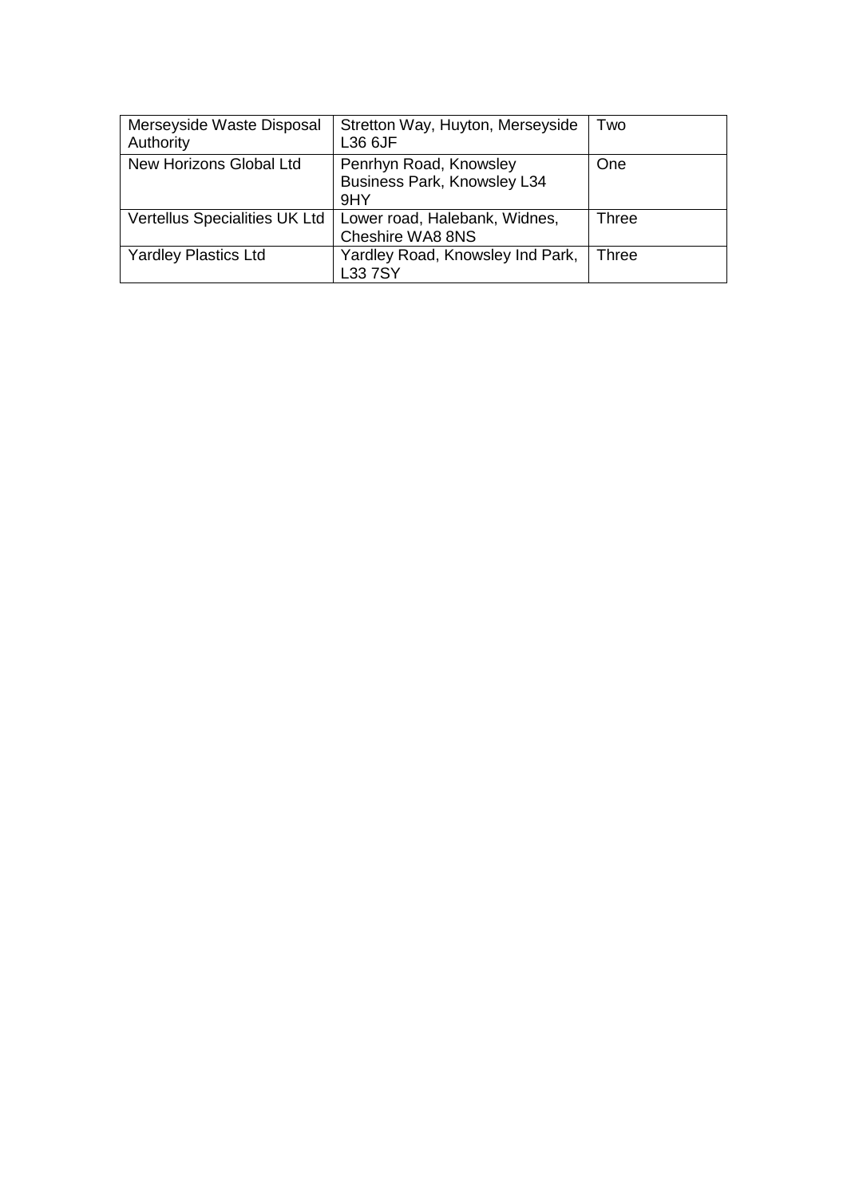| | | |
|---|---|---|
| Merseyside Waste Disposal Authority | Stretton Way, Huyton, Merseyside L36 6JF | Two |
| New Horizons Global Ltd | Penrhyn Road, Knowsley Business Park, Knowsley L34 9HY | One |
| Vertellus Specialities UK Ltd | Lower road, Halebank, Widnes, Cheshire WA8 8NS | Three |
| Yardley Plastics Ltd | Yardley Road, Knowsley Ind Park, L33 7SY | Three |